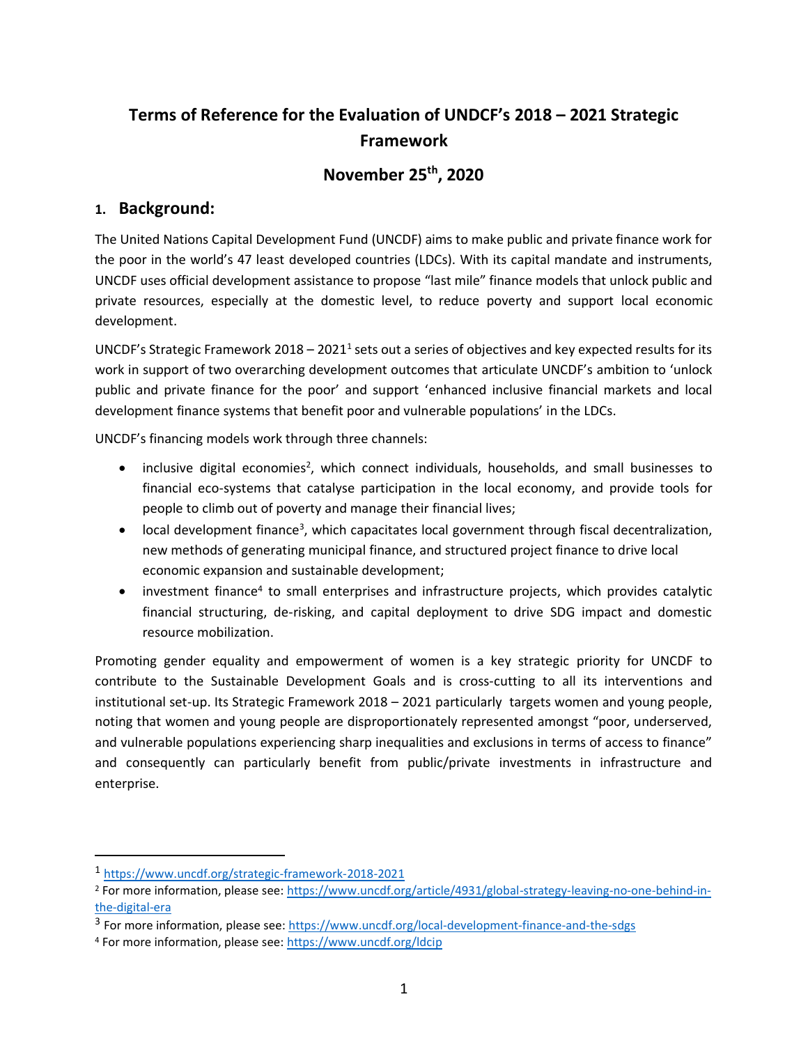# Terms of Reference for the Evaluation of UNDCF's 2018 – 2021 Strategic Framework

## November 25th, 2020

## 1. Background:

The United Nations Capital Development Fund (UNCDF) aims to make public and private finance work for the poor in the world's 47 least developed countries (LDCs). With its capital mandate and instruments, UNCDF uses official development assistance to propose "last mile" finance models that unlock public and private resources, especially at the domestic level, to reduce poverty and support local economic development.

UNCDF's Strategic Framework 2018 – 2021[1] sets out a series of objectives and key expected results for its work in support of two overarching development outcomes that articulate UNCDF's ambition to 'unlock public and private finance for the poor' and support 'enhanced inclusive financial markets and local development finance systems that benefit poor and vulnerable populations' in the LDCs.

UNCDF's financing models work through three channels:

- inclusive digital economies[2], which connect individuals, households, and small businesses to financial eco-systems that catalyse participation in the local economy, and provide tools for people to climb out of poverty and manage their financial lives;
- local development finance[3], which capacitates local government through fiscal decentralization, new methods of generating municipal finance, and structured project finance to drive local economic expansion and sustainable development;
- investment finance[4] to small enterprises and infrastructure projects, which provides catalytic financial structuring, de-risking, and capital deployment to drive SDG impact and domestic resource mobilization.

Promoting gender equality and empowerment of women is a key strategic priority for UNCDF to contribute to the Sustainable Development Goals and is cross-cutting to all its interventions and institutional set-up. Its Strategic Framework 2018 – 2021 particularly targets women and young people, noting that women and young people are disproportionately represented amongst "poor, underserved, and vulnerable populations experiencing sharp inequalities and exclusions in terms of access to finance" and consequently can particularly benefit from public/private investments in infrastructure and enterprise.

---

[1] https://www.uncdf.org/strategic-framework-2018-2021

[2] For more information, please see: https://www.uncdf.org/article/4931/global-strategy-leaving-no-one-behind-in-the-digital-era

[3] For more information, please see: https://www.uncdf.org/local-development-finance-and-the-sdgs

[4] For more information, please see: https://www.uncdf.org/ldcip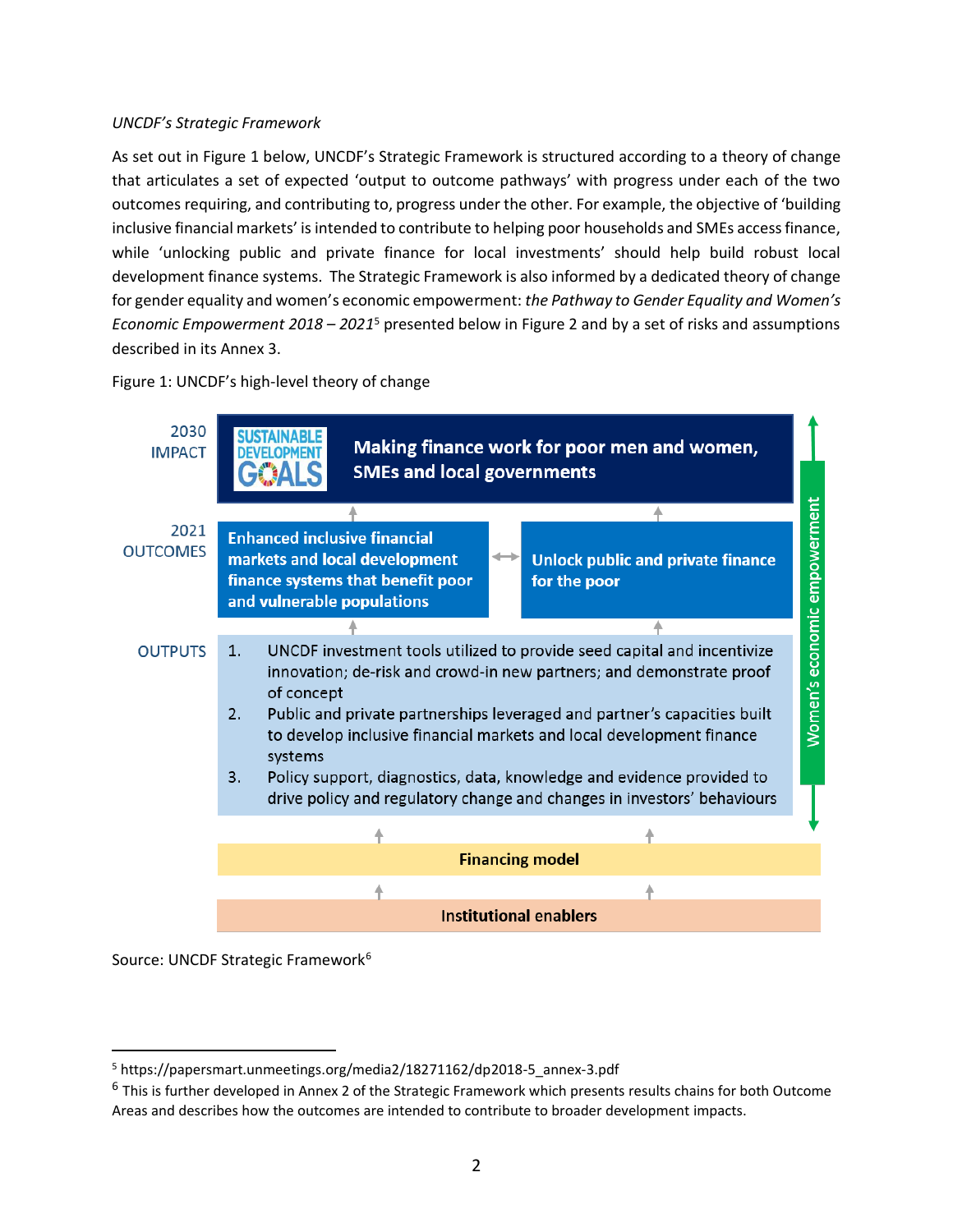*UNCDF's Strategic Framework*

As set out in Figure 1 below, UNCDF's Strategic Framework is structured according to a theory of change that articulates a set of expected 'output to outcome pathways' with progress under each of the two outcomes requiring, and contributing to, progress under the other. For example, the objective of 'building inclusive financial markets' is intended to contribute to helping poor households and SMEs access finance, while 'unlocking public and private finance for local investments' should help build robust local development finance systems. The Strategic Framework is also informed by a dedicated theory of change for gender equality and women's economic empowerment: *the Pathway to Gender Equality and Women's Economic Empowerment 2018 – 2021*[5] presented below in Figure 2 and by a set of risks and assumptions described in its Annex 3.

Figure 1: UNCDF's high-level theory of change

**2030 IMPACT**

SUSTAINABLE DEVELOPMENT GOALS — **Making finance work for poor men and women, SMEs and local governments**

**2021 OUTCOMES**

- **Enhanced inclusive financial markets and local development finance systems that benefit poor and vulnerable populations**
- **Unlock public and private finance for the poor**

**OUTPUTS**

1. UNCDF investment tools utilized to provide seed capital and incentivize innovation; de-risk and crowd-in new partners; and demonstrate proof of concept
2. Public and private partnerships leveraged and partner's capacities built to develop inclusive financial markets and local development finance systems
3. Policy support, diagnostics, data, knowledge and evidence provided to drive policy and regulatory change and changes in investors' behaviours

**Financing model**

**Institutional enablers**

*Women's economic empowerment*

Source: UNCDF Strategic Framework[6]

---

[5] https://papersmart.unmeetings.org/media2/18271162/dp2018-5_annex-3.pdf

[6] This is further developed in Annex 2 of the Strategic Framework which presents results chains for both Outcome Areas and describes how the outcomes are intended to contribute to broader development impacts.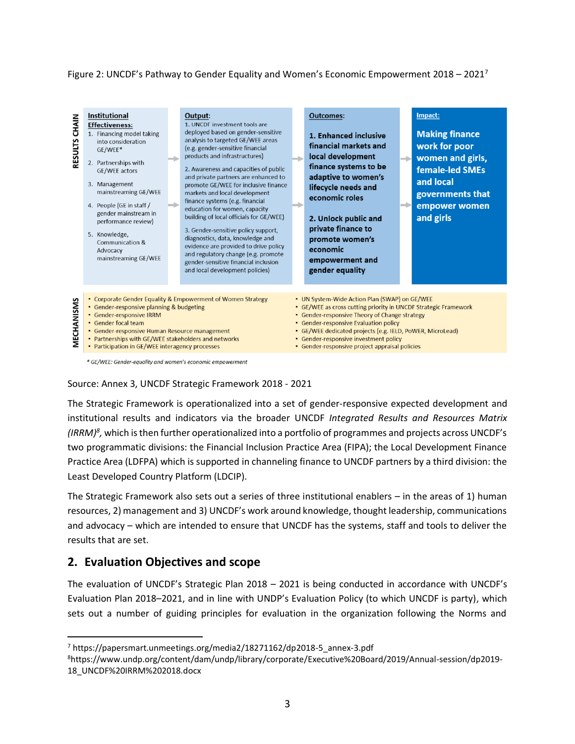Figure 2: UNCDF's Pathway to Gender Equality and Women's Economic Empowerment 2018 – 2021[7]

**RESULTS CHAIN**

| Institutional Effectiveness: | Output: | Outcomes: | Impact: |
|---|---|---|---|
| 1. Financing model taking into consideration GE/WEE*<br>2. Partnerships with GE/WEE actors<br>3. Management mainstreaming GE/WEE<br>4. People (GE in staff / gender mainstream in performance review)<br>5. Knowledge, Communication & Advocacy mainstreaming GE/WEE | 1. UNCDF investment tools are deployed based on gender-sensitive analysis to targeted GE/WEE areas (e.g. gender-sensitive financial products and infrastructures)<br>2. Awareness and capacities of public and private partners are enhanced to promote GE/WEE for inclusive finance markets and local development finance systems (e.g. financial education for women, capacity building of local officials for GE/WEE)<br>3. Gender-sensitive policy support, diagnostics, data, knowledge and evidence are provided to drive policy and regulatory change (e.g. promote gender-sensitive financial inclusion and local development policies) | **1. Enhanced inclusive financial markets and local development finance systems to be adaptive to women's lifecycle needs and economic roles**<br>**2. Unlock public and private finance to promote women's economic empowerment and gender equality** | **Making finance work for poor women and girls, female-led SMEs and local governments that empower women and girls** |

**MECHANISMS**

- Corporate Gender Equality & Empowerment of Women Strategy
- Gender-responsive planning & budgeting
- Gender-responsive IRRM
- Gender focal team
- Gender-responsive Human Resource management
- Partnerships with GE/WEE stakeholders and networks
- Participation in GE/WEE interagency processes
- UN System-Wide Action Plan (SWAP) on GE/WEE
- GE/WEE as cross cutting priority in UNCDF Strategic Framework
- Gender-responsive Theory of Change strategy
- Gender-responsive Evaluation policy
- GE/WEE dedicated projects (e.g. IELD, PoWER, MicroLead)
- Gender-responsive investment policy
- Gender-responsive project appraisal policies

*\* GE/WEE: Gender-equality and women's economic empowerment*

Source: Annex 3, UNCDF Strategic Framework 2018 - 2021

The Strategic Framework is operationalized into a set of gender-responsive expected development and institutional results and indicators via the broader UNCDF *Integrated Results and Resources Matrix (IRRM)*[8], which is then further operationalized into a portfolio of programmes and projects across UNCDF's two programmatic divisions: the Financial Inclusion Practice Area (FIPA); the Local Development Finance Practice Area (LDFPA) which is supported in channeling finance to UNCDF partners by a third division: the Least Developed Country Platform (LDCIP).

The Strategic Framework also sets out a series of three institutional enablers – in the areas of 1) human resources, 2) management and 3) UNCDF's work around knowledge, thought leadership, communications and advocacy – which are intended to ensure that UNCDF has the systems, staff and tools to deliver the results that are set.

## 2. Evaluation Objectives and scope

The evaluation of UNCDF's Strategic Plan 2018 – 2021 is being conducted in accordance with UNCDF's Evaluation Plan 2018–2021, and in line with UNDP's Evaluation Policy (to which UNCDF is party), which sets out a number of guiding principles for evaluation in the organization following the Norms and

---

[7] https://papersmart.unmeetings.org/media2/18271162/dp2018-5_annex-3.pdf

[8] https://www.undp.org/content/dam/undp/library/corporate/Executive%20Board/2019/Annual-session/dp2019-18_UNCDF%20IRRM%202018.docx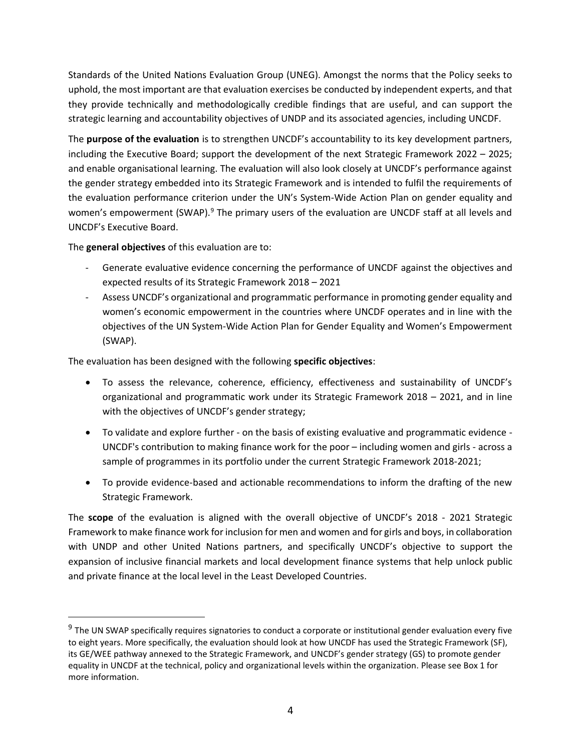Standards of the United Nations Evaluation Group (UNEG). Amongst the norms that the Policy seeks to uphold, the most important are that evaluation exercises be conducted by independent experts, and that they provide technically and methodologically credible findings that are useful, and can support the strategic learning and accountability objectives of UNDP and its associated agencies, including UNCDF.

The **purpose of the evaluation** is to strengthen UNCDF's accountability to its key development partners, including the Executive Board; support the development of the next Strategic Framework 2022 – 2025; and enable organisational learning. The evaluation will also look closely at UNCDF's performance against the gender strategy embedded into its Strategic Framework and is intended to fulfil the requirements of the evaluation performance criterion under the UN's System-Wide Action Plan on gender equality and women's empowerment (SWAP).[9] The primary users of the evaluation are UNCDF staff at all levels and UNCDF's Executive Board.

The **general objectives** of this evaluation are to:

- Generate evaluative evidence concerning the performance of UNCDF against the objectives and expected results of its Strategic Framework 2018 – 2021
- Assess UNCDF's organizational and programmatic performance in promoting gender equality and women's economic empowerment in the countries where UNCDF operates and in line with the objectives of the UN System-Wide Action Plan for Gender Equality and Women's Empowerment (SWAP).

The evaluation has been designed with the following **specific objectives**:

- To assess the relevance, coherence, efficiency, effectiveness and sustainability of UNCDF's organizational and programmatic work under its Strategic Framework 2018 – 2021, and in line with the objectives of UNCDF's gender strategy;
- To validate and explore further - on the basis of existing evaluative and programmatic evidence - UNCDF's contribution to making finance work for the poor – including women and girls - across a sample of programmes in its portfolio under the current Strategic Framework 2018-2021;
- To provide evidence-based and actionable recommendations to inform the drafting of the new Strategic Framework.

The **scope** of the evaluation is aligned with the overall objective of UNCDF's 2018 - 2021 Strategic Framework to make finance work for inclusion for men and women and for girls and boys, in collaboration with UNDP and other United Nations partners, and specifically UNCDF's objective to support the expansion of inclusive financial markets and local development finance systems that help unlock public and private finance at the local level in the Least Developed Countries.

[9] The UN SWAP specifically requires signatories to conduct a corporate or institutional gender evaluation every five to eight years. More specifically, the evaluation should look at how UNCDF has used the Strategic Framework (SF), its GE/WEE pathway annexed to the Strategic Framework, and UNCDF's gender strategy (GS) to promote gender equality in UNCDF at the technical, policy and organizational levels within the organization. Please see Box 1 for more information.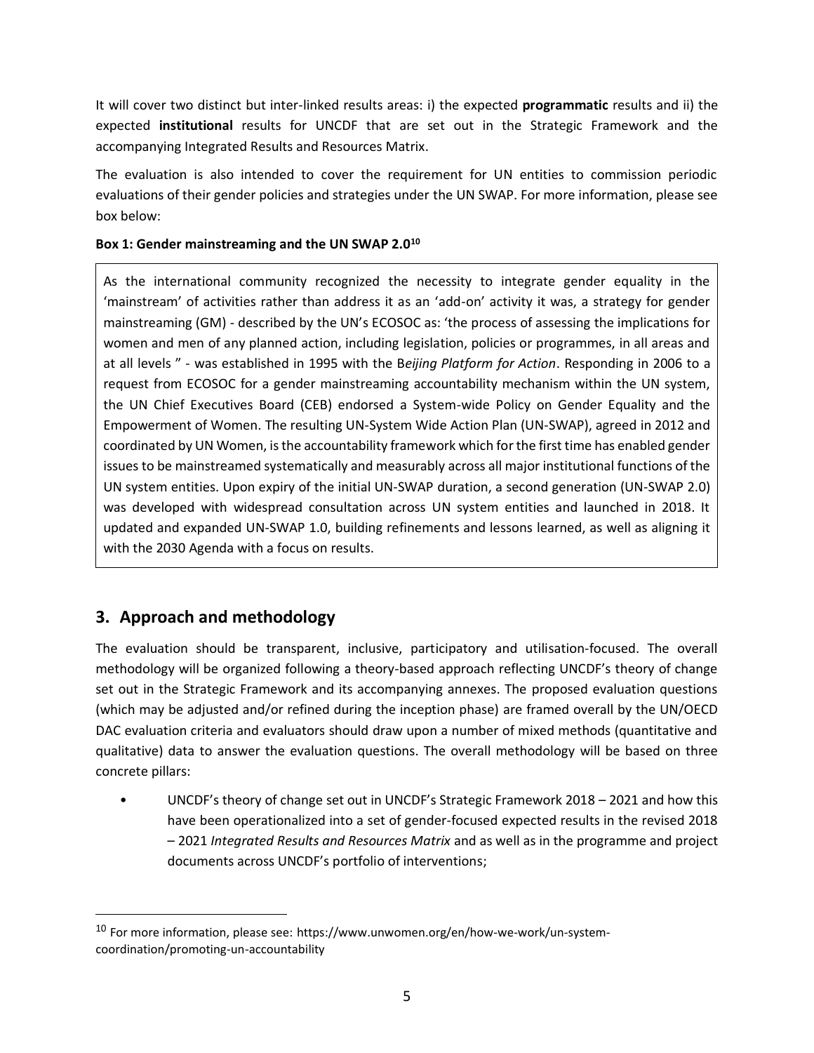It will cover two distinct but inter-linked results areas: i) the expected **programmatic** results and ii) the expected **institutional** results for UNCDF that are set out in the Strategic Framework and the accompanying Integrated Results and Resources Matrix.

The evaluation is also intended to cover the requirement for UN entities to commission periodic evaluations of their gender policies and strategies under the UN SWAP. For more information, please see box below:

**Box 1: Gender mainstreaming and the UN SWAP 2.0[10]**

> As the international community recognized the necessity to integrate gender equality in the 'mainstream' of activities rather than address it as an 'add-on' activity it was, a strategy for gender mainstreaming (GM) - described by the UN's ECOSOC as: 'the process of assessing the implications for women and men of any planned action, including legislation, policies or programmes, in all areas and at all levels " - was established in 1995 with the B*eijing Platform for Action*. Responding in 2006 to a request from ECOSOC for a gender mainstreaming accountability mechanism within the UN system, the UN Chief Executives Board (CEB) endorsed a System-wide Policy on Gender Equality and the Empowerment of Women. The resulting UN-System Wide Action Plan (UN-SWAP), agreed in 2012 and coordinated by UN Women, is the accountability framework which for the first time has enabled gender issues to be mainstreamed systematically and measurably across all major institutional functions of the UN system entities. Upon expiry of the initial UN-SWAP duration, a second generation (UN-SWAP 2.0) was developed with widespread consultation across UN system entities and launched in 2018. It updated and expanded UN-SWAP 1.0, building refinements and lessons learned, as well as aligning it with the 2030 Agenda with a focus on results.

## 3. Approach and methodology

The evaluation should be transparent, inclusive, participatory and utilisation-focused. The overall methodology will be organized following a theory-based approach reflecting UNCDF's theory of change set out in the Strategic Framework and its accompanying annexes. The proposed evaluation questions (which may be adjusted and/or refined during the inception phase) are framed overall by the UN/OECD DAC evaluation criteria and evaluators should draw upon a number of mixed methods (quantitative and qualitative) data to answer the evaluation questions. The overall methodology will be based on three concrete pillars:

- UNCDF's theory of change set out in UNCDF's Strategic Framework 2018 – 2021 and how this have been operationalized into a set of gender-focused expected results in the revised 2018 – 2021 *Integrated Results and Resources Matrix* and as well as in the programme and project documents across UNCDF's portfolio of interventions;

---

[10] For more information, please see: https://www.unwomen.org/en/how-we-work/un-system-coordination/promoting-un-accountability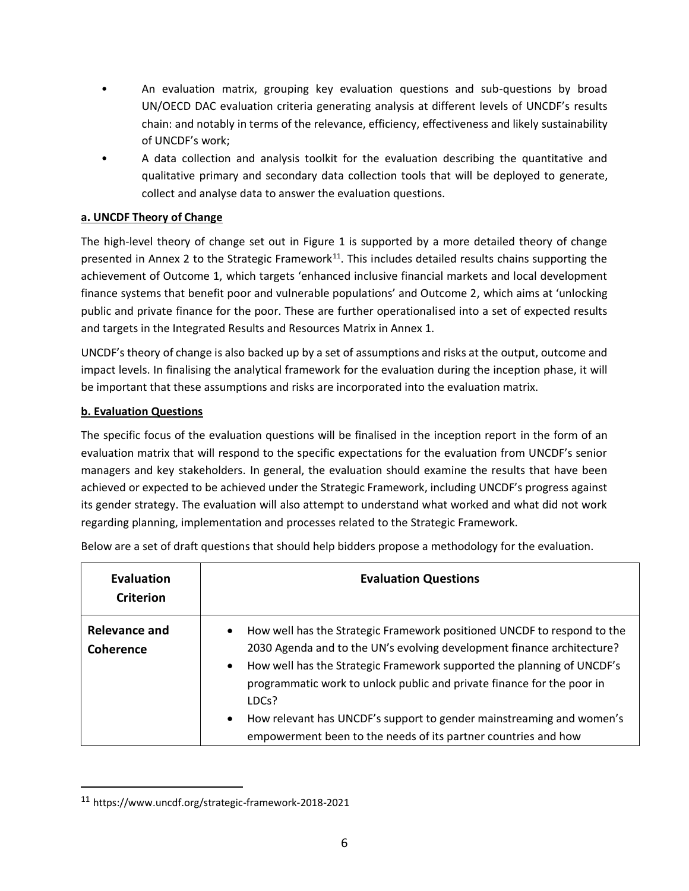- An evaluation matrix, grouping key evaluation questions and sub-questions by broad UN/OECD DAC evaluation criteria generating analysis at different levels of UNCDF's results chain: and notably in terms of the relevance, efficiency, effectiveness and likely sustainability of UNCDF's work;
- A data collection and analysis toolkit for the evaluation describing the quantitative and qualitative primary and secondary data collection tools that will be deployed to generate, collect and analyse data to answer the evaluation questions.

**a. UNCDF Theory of Change**

The high-level theory of change set out in Figure 1 is supported by a more detailed theory of change presented in Annex 2 to the Strategic Framework[11]. This includes detailed results chains supporting the achievement of Outcome 1, which targets 'enhanced inclusive financial markets and local development finance systems that benefit poor and vulnerable populations' and Outcome 2, which aims at 'unlocking public and private finance for the poor. These are further operationalised into a set of expected results and targets in the Integrated Results and Resources Matrix in Annex 1.

UNCDF's theory of change is also backed up by a set of assumptions and risks at the output, outcome and impact levels. In finalising the analytical framework for the evaluation during the inception phase, it will be important that these assumptions and risks are incorporated into the evaluation matrix.

**b. Evaluation Questions**

The specific focus of the evaluation questions will be finalised in the inception report in the form of an evaluation matrix that will respond to the specific expectations for the evaluation from UNCDF's senior managers and key stakeholders. In general, the evaluation should examine the results that have been achieved or expected to be achieved under the Strategic Framework, including UNCDF's progress against its gender strategy. The evaluation will also attempt to understand what worked and what did not work regarding planning, implementation and processes related to the Strategic Framework.

Below are a set of draft questions that should help bidders propose a methodology for the evaluation.

| Evaluation Criterion | Evaluation Questions |
|---|---|
| **Relevance and Coherence** | • How well has the Strategic Framework positioned UNCDF to respond to the 2030 Agenda and to the UN's evolving development finance architecture?<br>• How well has the Strategic Framework supported the planning of UNCDF's programmatic work to unlock public and private finance for the poor in LDCs?<br>• How relevant has UNCDF's support to gender mainstreaming and women's empowerment been to the needs of its partner countries and how |

[11] https://www.uncdf.org/strategic-framework-2018-2021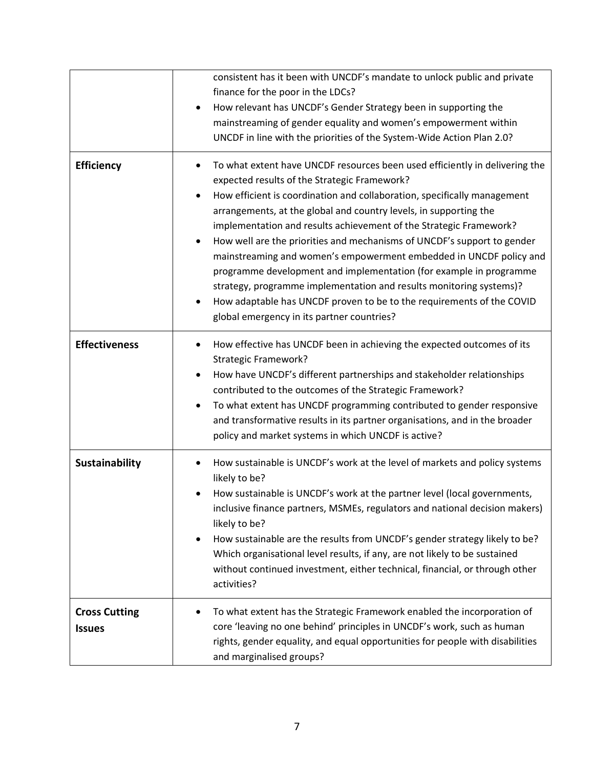| | |
|---|---|
| | consistent has it been with UNCDF's mandate to unlock public and private finance for the poor in the LDCs?<br>• How relevant has UNCDF's Gender Strategy been in supporting the mainstreaming of gender equality and women's empowerment within UNCDF in line with the priorities of the System-Wide Action Plan 2.0? |
| **Efficiency** | • To what extent have UNCDF resources been used efficiently in delivering the expected results of the Strategic Framework?<br>• How efficient is coordination and collaboration, specifically management arrangements, at the global and country levels, in supporting the implementation and results achievement of the Strategic Framework?<br>• How well are the priorities and mechanisms of UNCDF's support to gender mainstreaming and women's empowerment embedded in UNCDF policy and programme development and implementation (for example in programme strategy, programme implementation and results monitoring systems)?<br>• How adaptable has UNCDF proven to be to the requirements of the COVID global emergency in its partner countries? |
| **Effectiveness** | • How effective has UNCDF been in achieving the expected outcomes of its Strategic Framework?<br>• How have UNCDF's different partnerships and stakeholder relationships contributed to the outcomes of the Strategic Framework?<br>• To what extent has UNCDF programming contributed to gender responsive and transformative results in its partner organisations, and in the broader policy and market systems in which UNCDF is active? |
| **Sustainability** | • How sustainable is UNCDF's work at the level of markets and policy systems likely to be?<br>• How sustainable is UNCDF's work at the partner level (local governments, inclusive finance partners, MSMEs, regulators and national decision makers) likely to be?<br>• How sustainable are the results from UNCDF's gender strategy likely to be? Which organisational level results, if any, are not likely to be sustained without continued investment, either technical, financial, or through other activities? |
| **Cross Cutting Issues** | • To what extent has the Strategic Framework enabled the incorporation of core 'leaving no one behind' principles in UNCDF's work, such as human rights, gender equality, and equal opportunities for people with disabilities and marginalised groups? |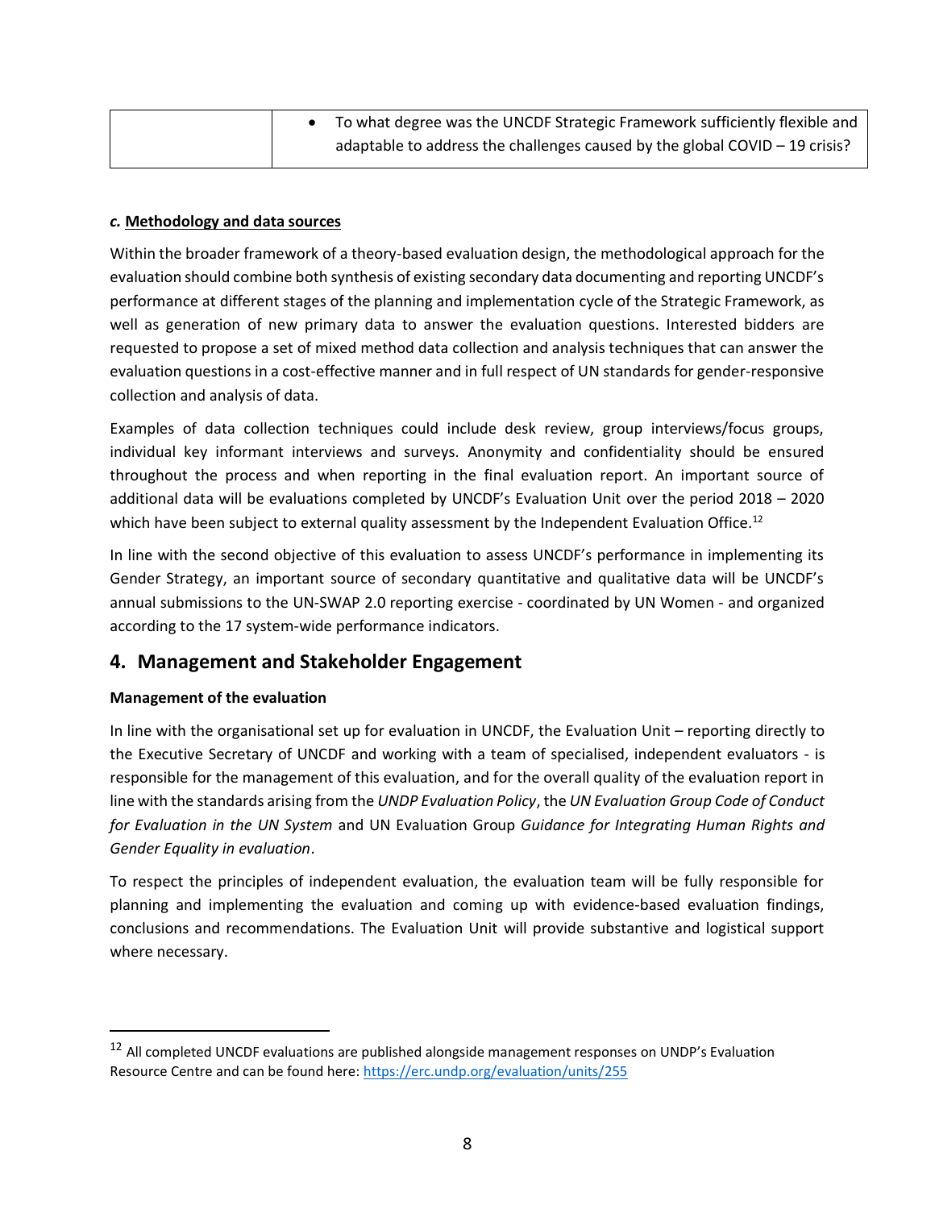| | • To what degree was the UNCDF Strategic Framework sufficiently flexible and adaptable to address the challenges caused by the global COVID – 19 crisis? |
|---|---|

***c.* Methodology and data sources**

Within the broader framework of a theory-based evaluation design, the methodological approach for the evaluation should combine both synthesis of existing secondary data documenting and reporting UNCDF's performance at different stages of the planning and implementation cycle of the Strategic Framework, as well as generation of new primary data to answer the evaluation questions. Interested bidders are requested to propose a set of mixed method data collection and analysis techniques that can answer the evaluation questions in a cost-effective manner and in full respect of UN standards for gender-responsive collection and analysis of data.

Examples of data collection techniques could include desk review, group interviews/focus groups, individual key informant interviews and surveys. Anonymity and confidentiality should be ensured throughout the process and when reporting in the final evaluation report. An important source of additional data will be evaluations completed by UNCDF's Evaluation Unit over the period 2018 – 2020 which have been subject to external quality assessment by the Independent Evaluation Office.[12]

In line with the second objective of this evaluation to assess UNCDF's performance in implementing its Gender Strategy, an important source of secondary quantitative and qualitative data will be UNCDF's annual submissions to the UN-SWAP 2.0 reporting exercise - coordinated by UN Women - and organized according to the 17 system-wide performance indicators.

## 4. Management and Stakeholder Engagement

**Management of the evaluation**

In line with the organisational set up for evaluation in UNCDF, the Evaluation Unit – reporting directly to the Executive Secretary of UNCDF and working with a team of specialised, independent evaluators - is responsible for the management of this evaluation, and for the overall quality of the evaluation report in line with the standards arising from the *UNDP Evaluation Policy*, the *UN Evaluation Group Code of Conduct for Evaluation in the UN System* and UN Evaluation Group *Guidance for Integrating Human Rights and Gender Equality in evaluation*.

To respect the principles of independent evaluation, the evaluation team will be fully responsible for planning and implementing the evaluation and coming up with evidence-based evaluation findings, conclusions and recommendations. The Evaluation Unit will provide substantive and logistical support where necessary.

[12] All completed UNCDF evaluations are published alongside management responses on UNDP's Evaluation Resource Centre and can be found here: https://erc.undp.org/evaluation/units/255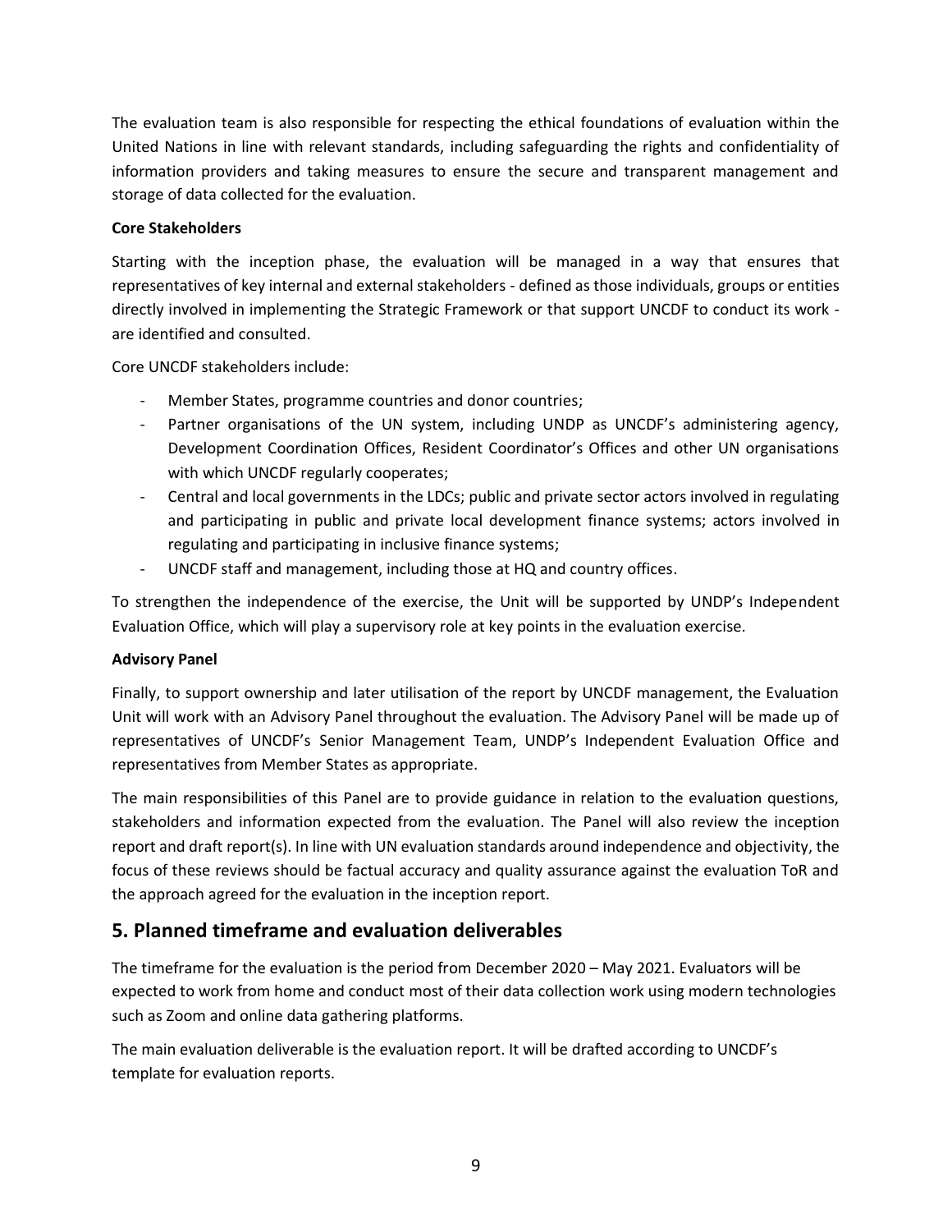The evaluation team is also responsible for respecting the ethical foundations of evaluation within the United Nations in line with relevant standards, including safeguarding the rights and confidentiality of information providers and taking measures to ensure the secure and transparent management and storage of data collected for the evaluation.

**Core Stakeholders**

Starting with the inception phase, the evaluation will be managed in a way that ensures that representatives of key internal and external stakeholders - defined as those individuals, groups or entities directly involved in implementing the Strategic Framework or that support UNCDF to conduct its work - are identified and consulted.

Core UNCDF stakeholders include:

- Member States, programme countries and donor countries;
- Partner organisations of the UN system, including UNDP as UNCDF's administering agency, Development Coordination Offices, Resident Coordinator's Offices and other UN organisations with which UNCDF regularly cooperates;
- Central and local governments in the LDCs; public and private sector actors involved in regulating and participating in public and private local development finance systems; actors involved in regulating and participating in inclusive finance systems;
- UNCDF staff and management, including those at HQ and country offices.

To strengthen the independence of the exercise, the Unit will be supported by UNDP's Independent Evaluation Office, which will play a supervisory role at key points in the evaluation exercise.

**Advisory Panel**

Finally, to support ownership and later utilisation of the report by UNCDF management, the Evaluation Unit will work with an Advisory Panel throughout the evaluation. The Advisory Panel will be made up of representatives of UNCDF's Senior Management Team, UNDP's Independent Evaluation Office and representatives from Member States as appropriate.

The main responsibilities of this Panel are to provide guidance in relation to the evaluation questions, stakeholders and information expected from the evaluation. The Panel will also review the inception report and draft report(s). In line with UN evaluation standards around independence and objectivity, the focus of these reviews should be factual accuracy and quality assurance against the evaluation ToR and the approach agreed for the evaluation in the inception report.

## 5. Planned timeframe and evaluation deliverables

The timeframe for the evaluation is the period from December 2020 – May 2021. Evaluators will be expected to work from home and conduct most of their data collection work using modern technologies such as Zoom and online data gathering platforms.

The main evaluation deliverable is the evaluation report. It will be drafted according to UNCDF's template for evaluation reports.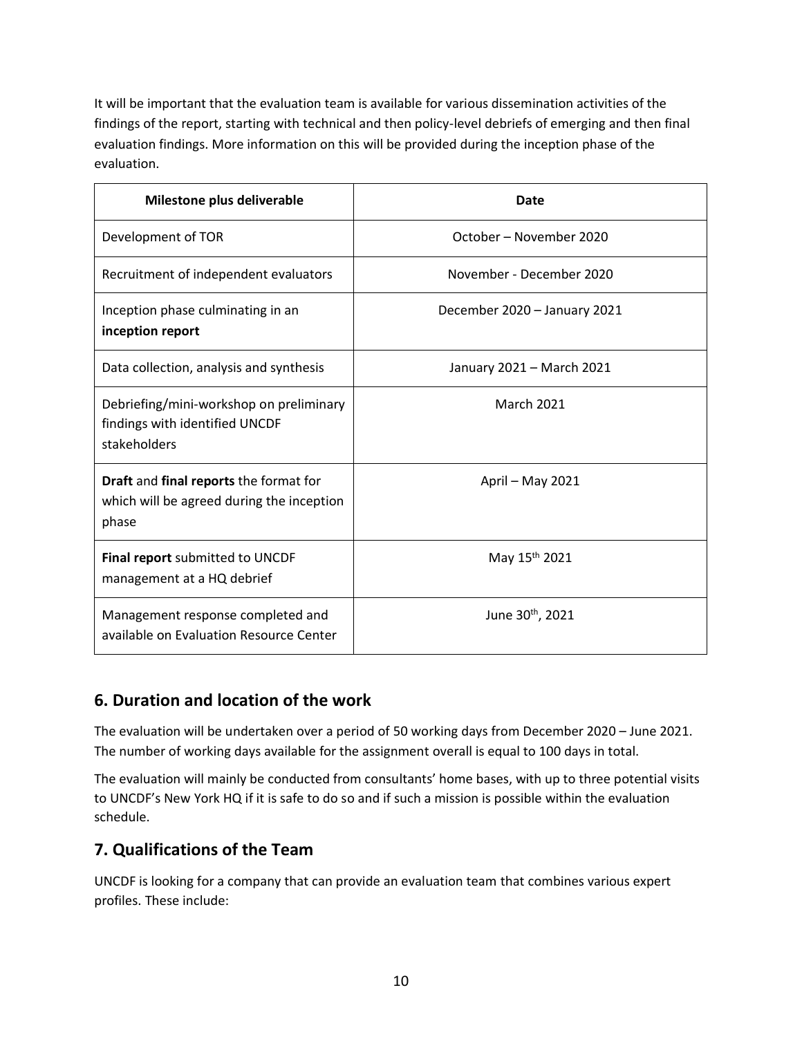It will be important that the evaluation team is available for various dissemination activities of the findings of the report, starting with technical and then policy-level debriefs of emerging and then final evaluation findings. More information on this will be provided during the inception phase of the evaluation.

| Milestone plus deliverable | Date |
|---|---|
| Development of TOR | October – November 2020 |
| Recruitment of independent evaluators | November - December 2020 |
| Inception phase culminating in an **inception report** | December 2020 – January 2021 |
| Data collection, analysis and synthesis | January 2021 – March 2021 |
| Debriefing/mini-workshop on preliminary findings with identified UNCDF stakeholders | March 2021 |
| **Draft** and **final reports** the format for which will be agreed during the inception phase | April – May 2021 |
| **Final report** submitted to UNCDF management at a HQ debrief | May 15th 2021 |
| Management response completed and available on Evaluation Resource Center | June 30th, 2021 |

## 6. Duration and location of the work

The evaluation will be undertaken over a period of 50 working days from December 2020 – June 2021. The number of working days available for the assignment overall is equal to 100 days in total.

The evaluation will mainly be conducted from consultants' home bases, with up to three potential visits to UNCDF's New York HQ if it is safe to do so and if such a mission is possible within the evaluation schedule.

## 7. Qualifications of the Team

UNCDF is looking for a company that can provide an evaluation team that combines various expert profiles. These include: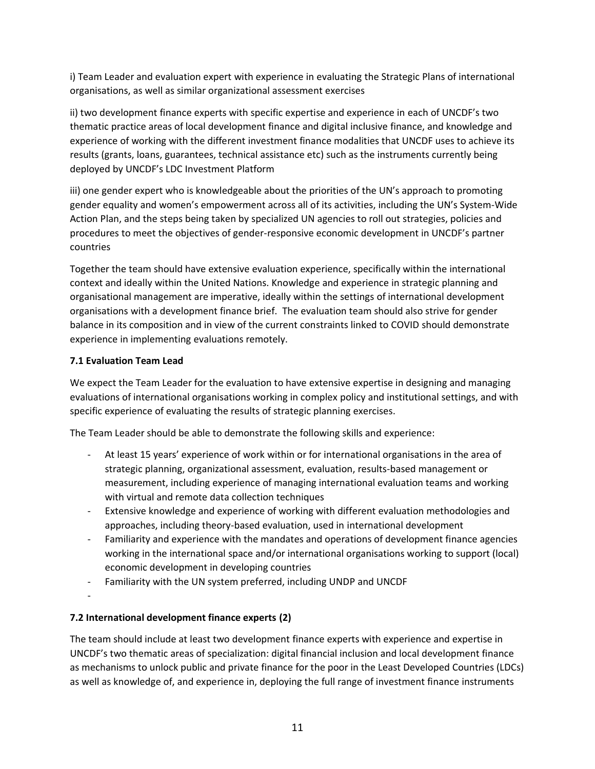i) Team Leader and evaluation expert with experience in evaluating the Strategic Plans of international organisations, as well as similar organizational assessment exercises

ii) two development finance experts with specific expertise and experience in each of UNCDF's two thematic practice areas of local development finance and digital inclusive finance, and knowledge and experience of working with the different investment finance modalities that UNCDF uses to achieve its results (grants, loans, guarantees, technical assistance etc) such as the instruments currently being deployed by UNCDF's LDC Investment Platform

iii) one gender expert who is knowledgeable about the priorities of the UN's approach to promoting gender equality and women's empowerment across all of its activities, including the UN's System-Wide Action Plan, and the steps being taken by specialized UN agencies to roll out strategies, policies and procedures to meet the objectives of gender-responsive economic development in UNCDF's partner countries

Together the team should have extensive evaluation experience, specifically within the international context and ideally within the United Nations. Knowledge and experience in strategic planning and organisational management are imperative, ideally within the settings of international development organisations with a development finance brief. The evaluation team should also strive for gender balance in its composition and in view of the current constraints linked to COVID should demonstrate experience in implementing evaluations remotely.

### 7.1 Evaluation Team Lead

We expect the Team Leader for the evaluation to have extensive expertise in designing and managing evaluations of international organisations working in complex policy and institutional settings, and with specific experience of evaluating the results of strategic planning exercises.

The Team Leader should be able to demonstrate the following skills and experience:

- At least 15 years' experience of work within or for international organisations in the area of strategic planning, organizational assessment, evaluation, results-based management or measurement, including experience of managing international evaluation teams and working with virtual and remote data collection techniques
- Extensive knowledge and experience of working with different evaluation methodologies and approaches, including theory-based evaluation, used in international development
- Familiarity and experience with the mandates and operations of development finance agencies working in the international space and/or international organisations working to support (local) economic development in developing countries
- Familiarity with the UN system preferred, including UNDP and UNCDF
-

### 7.2 International development finance experts (2)

The team should include at least two development finance experts with experience and expertise in UNCDF's two thematic areas of specialization: digital financial inclusion and local development finance as mechanisms to unlock public and private finance for the poor in the Least Developed Countries (LDCs) as well as knowledge of, and experience in, deploying the full range of investment finance instruments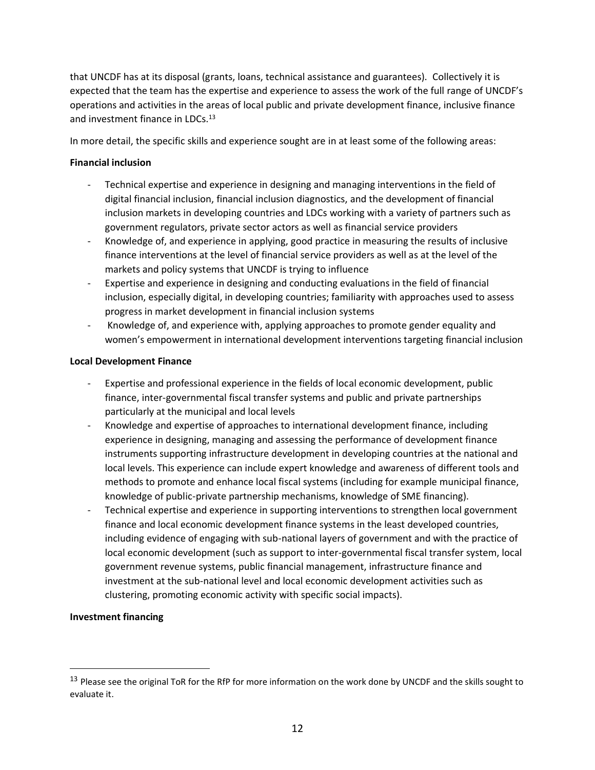that UNCDF has at its disposal (grants, loans, technical assistance and guarantees). Collectively it is expected that the team has the expertise and experience to assess the work of the full range of UNCDF's operations and activities in the areas of local public and private development finance, inclusive finance and investment finance in LDCs.[13]

In more detail, the specific skills and experience sought are in at least some of the following areas:

**Financial inclusion**

- Technical expertise and experience in designing and managing interventions in the field of digital financial inclusion, financial inclusion diagnostics, and the development of financial inclusion markets in developing countries and LDCs working with a variety of partners such as government regulators, private sector actors as well as financial service providers
- Knowledge of, and experience in applying, good practice in measuring the results of inclusive finance interventions at the level of financial service providers as well as at the level of the markets and policy systems that UNCDF is trying to influence
- Expertise and experience in designing and conducting evaluations in the field of financial inclusion, especially digital, in developing countries; familiarity with approaches used to assess progress in market development in financial inclusion systems
- Knowledge of, and experience with, applying approaches to promote gender equality and women's empowerment in international development interventions targeting financial inclusion

**Local Development Finance**

- Expertise and professional experience in the fields of local economic development, public finance, inter-governmental fiscal transfer systems and public and private partnerships particularly at the municipal and local levels
- Knowledge and expertise of approaches to international development finance, including experience in designing, managing and assessing the performance of development finance instruments supporting infrastructure development in developing countries at the national and local levels. This experience can include expert knowledge and awareness of different tools and methods to promote and enhance local fiscal systems (including for example municipal finance, knowledge of public-private partnership mechanisms, knowledge of SME financing).
- Technical expertise and experience in supporting interventions to strengthen local government finance and local economic development finance systems in the least developed countries, including evidence of engaging with sub-national layers of government and with the practice of local economic development (such as support to inter-governmental fiscal transfer system, local government revenue systems, public financial management, infrastructure finance and investment at the sub-national level and local economic development activities such as clustering, promoting economic activity with specific social impacts).

**Investment financing**

[13] Please see the original ToR for the RfP for more information on the work done by UNCDF and the skills sought to evaluate it.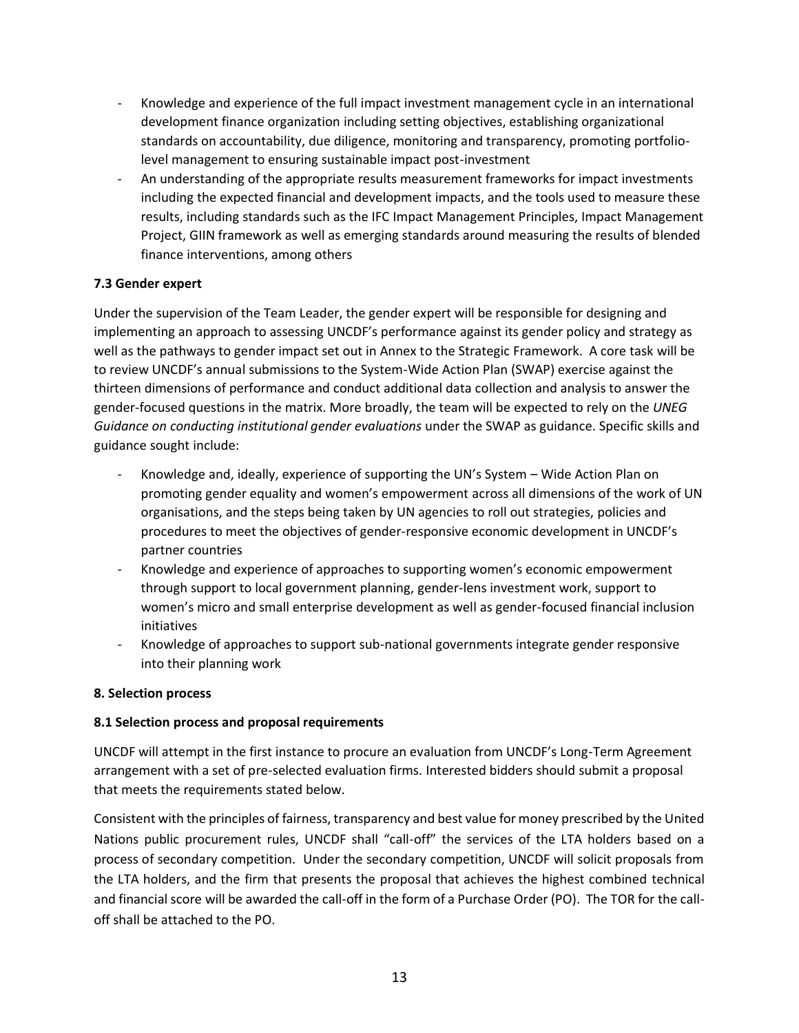- Knowledge and experience of the full impact investment management cycle in an international development finance organization including setting objectives, establishing organizational standards on accountability, due diligence, monitoring and transparency, promoting portfolio-level management to ensuring sustainable impact post-investment
- An understanding of the appropriate results measurement frameworks for impact investments including the expected financial and development impacts, and the tools used to measure these results, including standards such as the IFC Impact Management Principles, Impact Management Project, GIIN framework as well as emerging standards around measuring the results of blended finance interventions, among others

### 7.3 Gender expert

Under the supervision of the Team Leader, the gender expert will be responsible for designing and implementing an approach to assessing UNCDF's performance against its gender policy and strategy as well as the pathways to gender impact set out in Annex to the Strategic Framework. A core task will be to review UNCDF's annual submissions to the System-Wide Action Plan (SWAP) exercise against the thirteen dimensions of performance and conduct additional data collection and analysis to answer the gender-focused questions in the matrix. More broadly, the team will be expected to rely on the *UNEG Guidance on conducting institutional gender evaluations* under the SWAP as guidance. Specific skills and guidance sought include:

- Knowledge and, ideally, experience of supporting the UN's System – Wide Action Plan on promoting gender equality and women's empowerment across all dimensions of the work of UN organisations, and the steps being taken by UN agencies to roll out strategies, policies and procedures to meet the objectives of gender-responsive economic development in UNCDF's partner countries
- Knowledge and experience of approaches to supporting women's economic empowerment through support to local government planning, gender-lens investment work, support to women's micro and small enterprise development as well as gender-focused financial inclusion initiatives
- Knowledge of approaches to support sub-national governments integrate gender responsive into their planning work

## 8. Selection process

### 8.1 Selection process and proposal requirements

UNCDF will attempt in the first instance to procure an evaluation from UNCDF's Long-Term Agreement arrangement with a set of pre-selected evaluation firms. Interested bidders should submit a proposal that meets the requirements stated below.

Consistent with the principles of fairness, transparency and best value for money prescribed by the United Nations public procurement rules, UNCDF shall "call-off" the services of the LTA holders based on a process of secondary competition. Under the secondary competition, UNCDF will solicit proposals from the LTA holders, and the firm that presents the proposal that achieves the highest combined technical and financial score will be awarded the call-off in the form of a Purchase Order (PO). The TOR for the call-off shall be attached to the PO.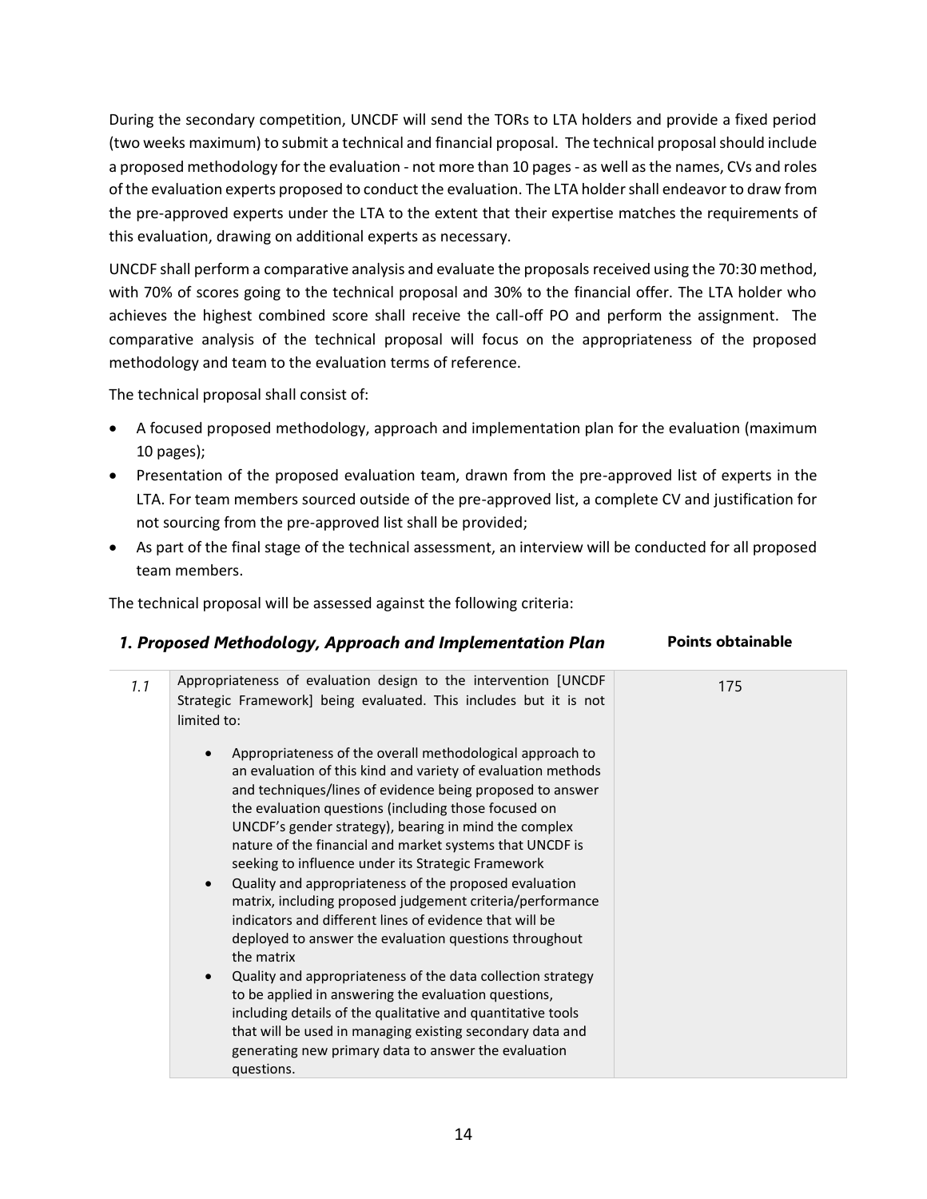During the secondary competition, UNCDF will send the TORs to LTA holders and provide a fixed period (two weeks maximum) to submit a technical and financial proposal. The technical proposal should include a proposed methodology for the evaluation - not more than 10 pages - as well as the names, CVs and roles of the evaluation experts proposed to conduct the evaluation. The LTA holder shall endeavor to draw from the pre-approved experts under the LTA to the extent that their expertise matches the requirements of this evaluation, drawing on additional experts as necessary.

UNCDF shall perform a comparative analysis and evaluate the proposals received using the 70:30 method, with 70% of scores going to the technical proposal and 30% to the financial offer. The LTA holder who achieves the highest combined score shall receive the call-off PO and perform the assignment. The comparative analysis of the technical proposal will focus on the appropriateness of the proposed methodology and team to the evaluation terms of reference.

The technical proposal shall consist of:

- A focused proposed methodology, approach and implementation plan for the evaluation (maximum 10 pages);
- Presentation of the proposed evaluation team, drawn from the pre-approved list of experts in the LTA. For team members sourced outside of the pre-approved list, a complete CV and justification for not sourcing from the pre-approved list shall be provided;
- As part of the final stage of the technical assessment, an interview will be conducted for all proposed team members.

The technical proposal will be assessed against the following criteria:

| | ***1. Proposed Methodology, Approach and Implementation Plan*** | **Points obtainable** |
|---|---|---|
| *1.1* | Appropriateness of evaluation design to the intervention [UNCDF Strategic Framework] being evaluated. This includes but it is not limited to:<br><br>• Appropriateness of the overall methodological approach to an evaluation of this kind and variety of evaluation methods and techniques/lines of evidence being proposed to answer the evaluation questions (including those focused on UNCDF's gender strategy), bearing in mind the complex nature of the financial and market systems that UNCDF is seeking to influence under its Strategic Framework<br>• Quality and appropriateness of the proposed evaluation matrix, including proposed judgement criteria/performance indicators and different lines of evidence that will be deployed to answer the evaluation questions throughout the matrix<br>• Quality and appropriateness of the data collection strategy to be applied in answering the evaluation questions, including details of the qualitative and quantitative tools that will be used in managing existing secondary data and generating new primary data to answer the evaluation questions. | 175 |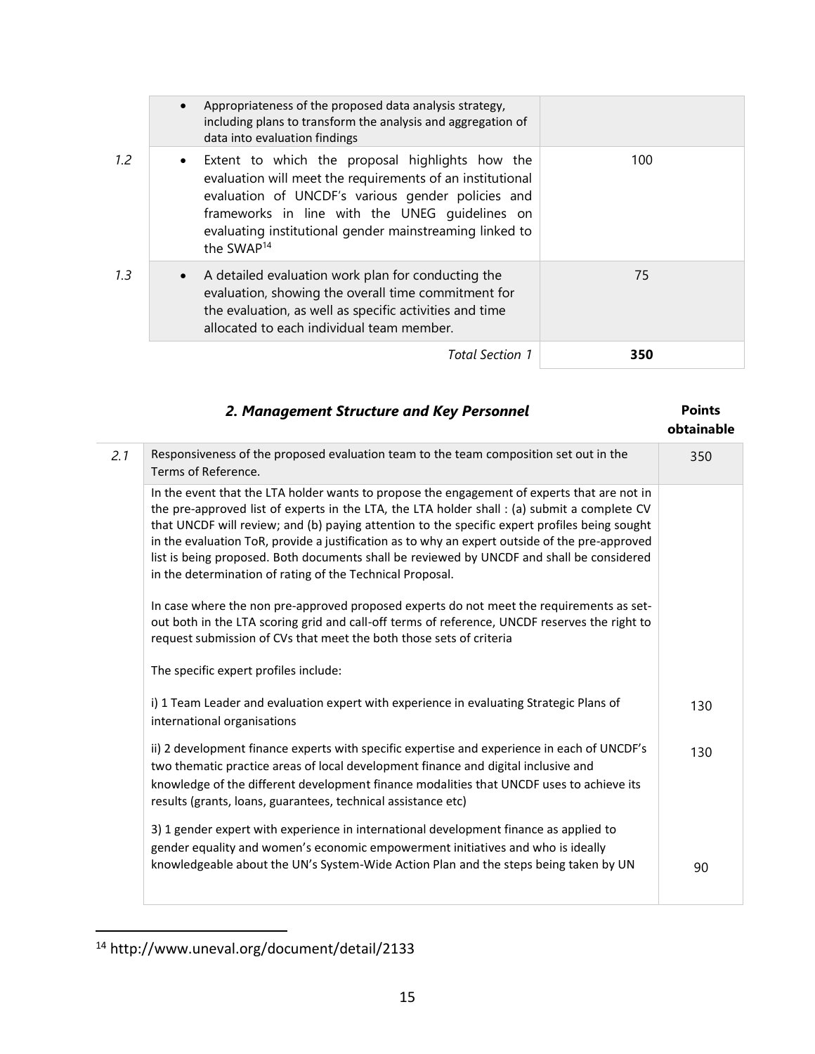| | | |
|---|---|---|
| | • Appropriateness of the proposed data analysis strategy, including plans to transform the analysis and aggregation of data into evaluation findings | |
| *1.2* | • Extent to which the proposal highlights how the evaluation will meet the requirements of an institutional evaluation of UNCDF's various gender policies and frameworks in line with the UNEG guidelines on evaluating institutional gender mainstreaming linked to the SWAP[14] | 100 |
| *1.3* | • A detailed evaluation work plan for conducting the evaluation, showing the overall time commitment for the evaluation, as well as specific activities and time allocated to each individual team member. | 75 |
| | *Total Section 1* | **350** |

| | ***2. Management Structure and Key Personnel*** | **Points obtainable** |
|---|---|---|
| *2.1* | Responsiveness of the proposed evaluation team to the team composition set out in the Terms of Reference. | 350 |
| | In the event that the LTA holder wants to propose the engagement of experts that are not in the pre-approved list of experts in the LTA, the LTA holder shall : (a) submit a complete CV that UNCDF will review; and (b) paying attention to the specific expert profiles being sought in the evaluation ToR, provide a justification as to why an expert outside of the pre-approved list is being proposed. Both documents shall be reviewed by UNCDF and shall be considered in the determination of rating of the Technical Proposal.<br><br>In case where the non pre-approved proposed experts do not meet the requirements as set-out both in the LTA scoring grid and call-off terms of reference, UNCDF reserves the right to request submission of CVs that meet the both those sets of criteria<br><br>The specific expert profiles include: | |
| | i) 1 Team Leader and evaluation expert with experience in evaluating Strategic Plans of international organisations | 130 |
| | ii) 2 development finance experts with specific expertise and experience in each of UNCDF's two thematic practice areas of local development finance and digital inclusive and knowledge of the different development finance modalities that UNCDF uses to achieve its results (grants, loans, guarantees, technical assistance etc) | 130 |
| | 3) 1 gender expert with experience in international development finance as applied to gender equality and women's economic empowerment initiatives and who is ideally knowledgeable about the UN's System-Wide Action Plan and the steps being taken by UN | 90 |

[14] http://www.uneval.org/document/detail/2133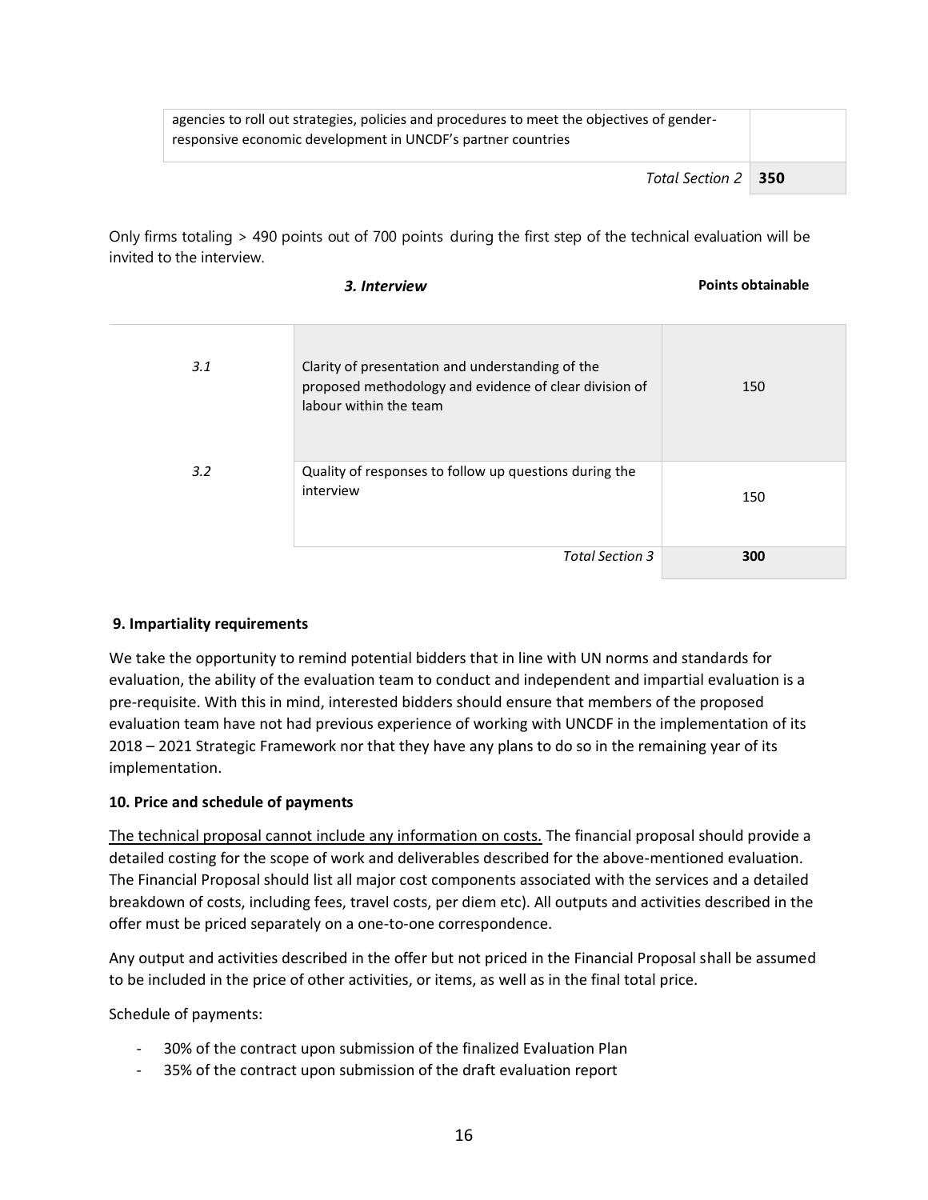| | |
|---|---|
| agencies to roll out strategies, policies and procedures to meet the objectives of gender-responsive economic development in UNCDF's partner countries | |
| *Total Section 2* | **350** |

Only firms totaling > 490 points out of 700 points during the first step of the technical evaluation will be invited to the interview.

| | ***3. Interview*** | **Points obtainable** |
|---|---|---|
| *3.1* | Clarity of presentation and understanding of the proposed methodology and evidence of clear division of labour within the team | 150 |
| *3.2* | Quality of responses to follow up questions during the interview | 150 |
| | *Total Section 3* | **300** |

**9. Impartiality requirements**

We take the opportunity to remind potential bidders that in line with UN norms and standards for evaluation, the ability of the evaluation team to conduct and independent and impartial evaluation is a pre-requisite. With this in mind, interested bidders should ensure that members of the proposed evaluation team have not had previous experience of working with UNCDF in the implementation of its 2018 – 2021 Strategic Framework nor that they have any plans to do so in the remaining year of its implementation.

**10. Price and schedule of payments**

The technical proposal cannot include any information on costs. The financial proposal should provide a detailed costing for the scope of work and deliverables described for the above-mentioned evaluation. The Financial Proposal should list all major cost components associated with the services and a detailed breakdown of costs, including fees, travel costs, per diem etc). All outputs and activities described in the offer must be priced separately on a one-to-one correspondence.

Any output and activities described in the offer but not priced in the Financial Proposal shall be assumed to be included in the price of other activities, or items, as well as in the final total price.

Schedule of payments:

- 30% of the contract upon submission of the finalized Evaluation Plan
- 35% of the contract upon submission of the draft evaluation report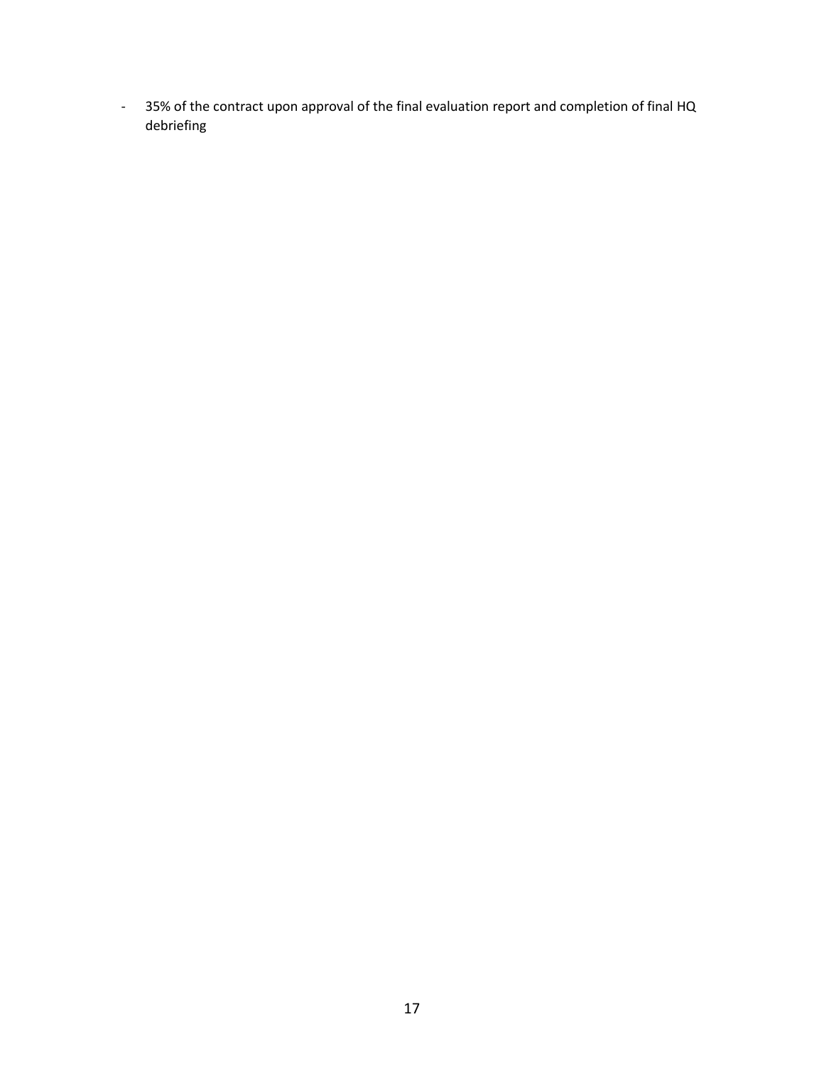- 35% of the contract upon approval of the final evaluation report and completion of final HQ debriefing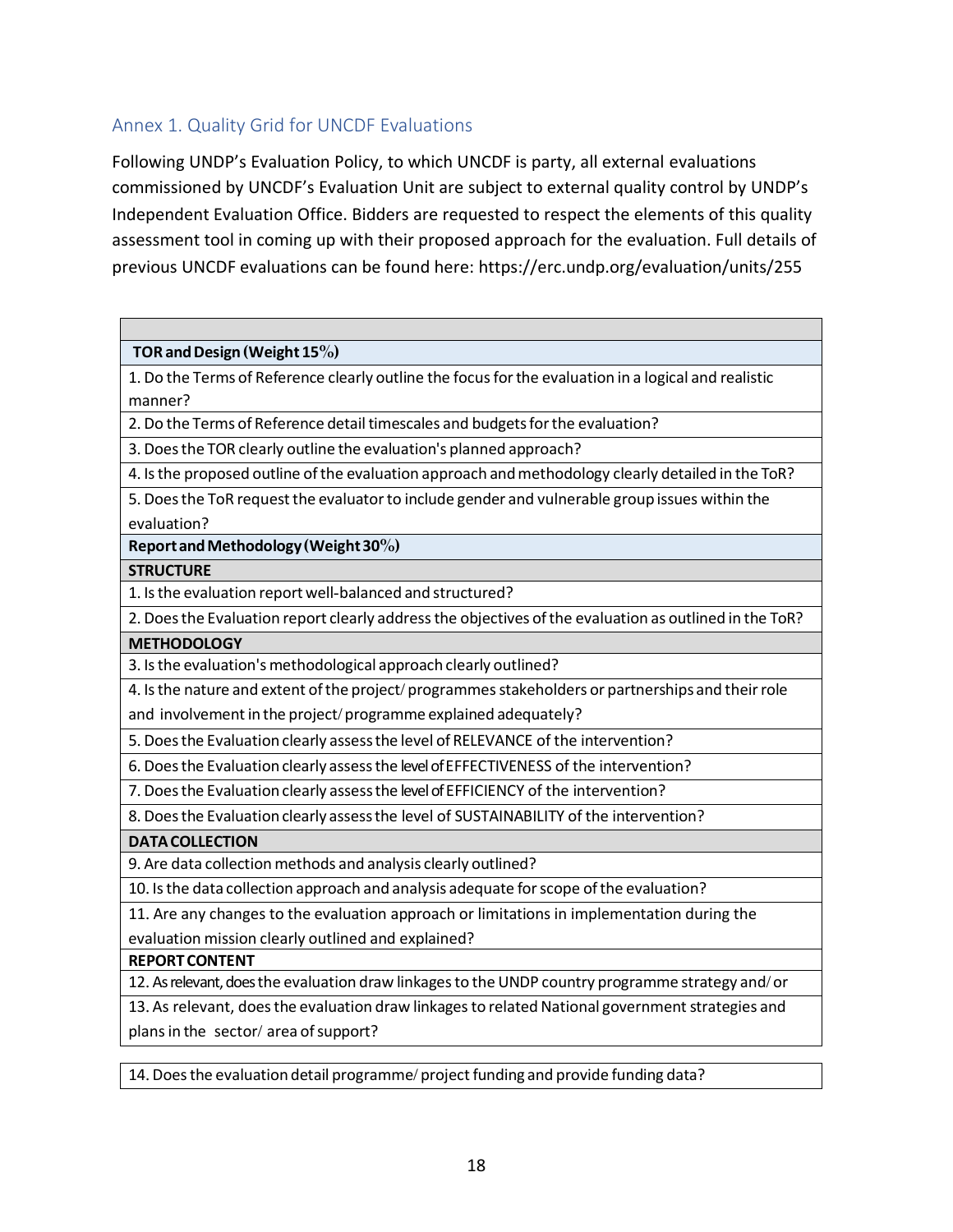## Annex 1. Quality Grid for UNCDF Evaluations

Following UNDP's Evaluation Policy, to which UNCDF is party, all external evaluations commissioned by UNCDF's Evaluation Unit are subject to external quality control by UNDP's Independent Evaluation Office. Bidders are requested to respect the elements of this quality assessment tool in coming up with their proposed approach for the evaluation. Full details of previous UNCDF evaluations can be found here: https://erc.undp.org/evaluation/units/255

| |
|---|
| **TOR and Design (Weight 15%)** |
| 1. Do the Terms of Reference clearly outline the focus for the evaluation in a logical and realistic manner? |
| 2. Do the Terms of Reference detail timescales and budgets for the evaluation? |
| 3. Does the TOR clearly outline the evaluation's planned approach? |
| 4. Is the proposed outline of the evaluation approach and methodology clearly detailed in the ToR? |
| 5. Does the ToR request the evaluator to include gender and vulnerable group issues within the evaluation? |
| **Report and Methodology (Weight 30%)** |
| **STRUCTURE** |
| 1. Is the evaluation report well-balanced and structured? |
| 2. Does the Evaluation report clearly address the objectives of the evaluation as outlined in the ToR? |
| **METHODOLOGY** |
| 3. Is the evaluation's methodological approach clearly outlined? |
| 4. Is the nature and extent of the project/ programmes stakeholders or partnerships and their role and involvement in the project/ programme explained adequately? |
| 5. Does the Evaluation clearly assess the level of RELEVANCE of the intervention? |
| 6. Does the Evaluation clearly assess the level of EFFECTIVENESS of the intervention? |
| 7. Does the Evaluation clearly assess the level of EFFICIENCY of the intervention? |
| 8. Does the Evaluation clearly assess the level of SUSTAINABILITY of the intervention? |
| **DATA COLLECTION** |
| 9. Are data collection methods and analysis clearly outlined? |
| 10. Is the data collection approach and analysis adequate for scope of the evaluation? |
| 11. Are any changes to the evaluation approach or limitations in implementation during the evaluation mission clearly outlined and explained? |
| **REPORT CONTENT** |
| 12. As relevant, does the evaluation draw linkages to the UNDP country programme strategy and/ or |
| 13. As relevant, does the evaluation draw linkages to related National government strategies and plans in the sector/ area of support? |
| 14. Does the evaluation detail programme/ project funding and provide funding data? |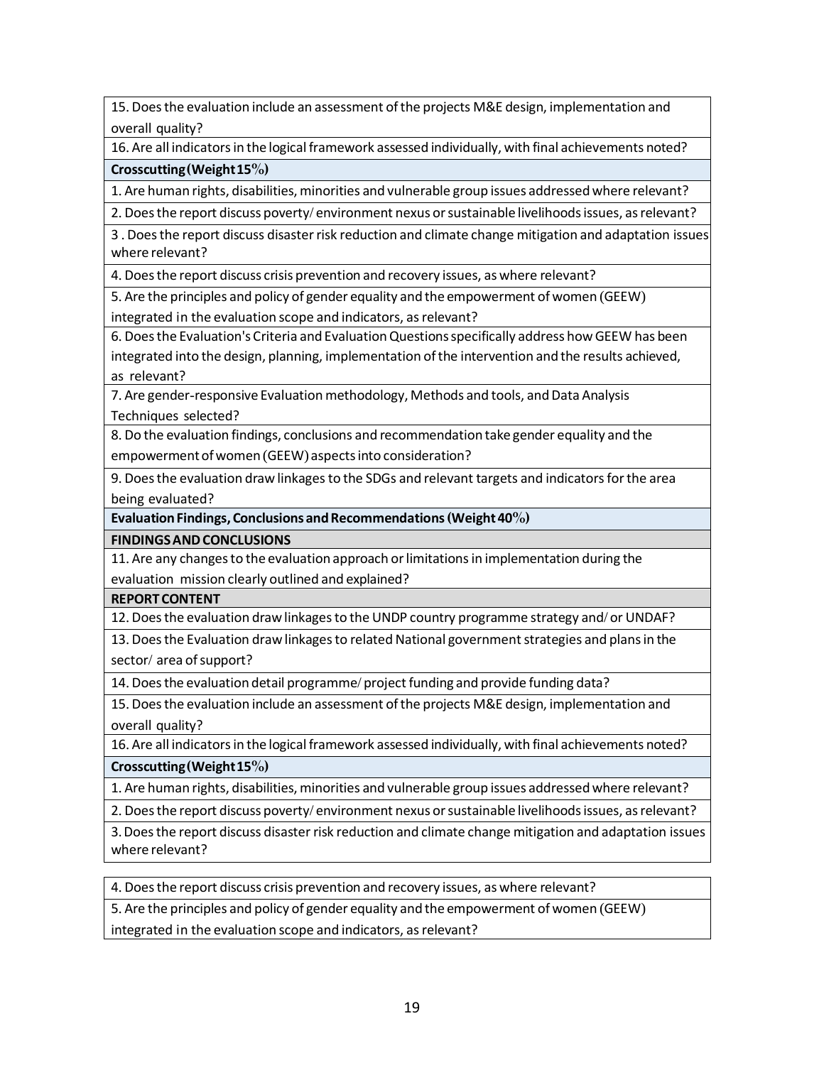| |
|---|
| 15. Does the evaluation include an assessment of the projects M&E design, implementation and overall quality? |
| 16. Are all indicators in the logical framework assessed individually, with final achievements noted? |
| **Crosscutting (Weight 15%)** |
| 1. Are human rights, disabilities, minorities and vulnerable group issues addressed where relevant? |
| 2. Does the report discuss poverty/ environment nexus or sustainable livelihoods issues, as relevant? |
| 3 . Does the report discuss disaster risk reduction and climate change mitigation and adaptation issues where relevant? |
| 4. Does the report discuss crisis prevention and recovery issues, as where relevant? |
| 5. Are the principles and policy of gender equality and the empowerment of women (GEEW) integrated in the evaluation scope and indicators, as relevant? |
| 6. Does the Evaluation's Criteria and Evaluation Questions specifically address how GEEW has been integrated into the design, planning, implementation of the intervention and the results achieved, as relevant? |
| 7. Are gender-responsive Evaluation methodology, Methods and tools, and Data Analysis Techniques selected? |
| 8. Do the evaluation findings, conclusions and recommendation take gender equality and the empowerment of women (GEEW) aspects into consideration? |
| 9. Does the evaluation draw linkages to the SDGs and relevant targets and indicators for the area being evaluated? |
| **Evaluation Findings, Conclusions and Recommendations (Weight 40%)** |
| **FINDINGS AND CONCLUSIONS** |
| 11. Are any changes to the evaluation approach or limitations in implementation during the evaluation mission clearly outlined and explained? |
| **REPORT CONTENT** |
| 12. Does the evaluation draw linkages to the UNDP country programme strategy and/ or UNDAF? |
| 13. Does the Evaluation draw linkages to related National government strategies and plans in the sector/ area of support? |
| 14. Does the evaluation detail programme/ project funding and provide funding data? |
| 15. Does the evaluation include an assessment of the projects M&E design, implementation and overall quality? |
| 16. Are all indicators in the logical framework assessed individually, with final achievements noted? |
| **Crosscutting (Weight 15%)** |
| 1. Are human rights, disabilities, minorities and vulnerable group issues addressed where relevant? |
| 2. Does the report discuss poverty/ environment nexus or sustainable livelihoods issues, as relevant? |
| 3. Does the report discuss disaster risk reduction and climate change mitigation and adaptation issues where relevant? |
| 4. Does the report discuss crisis prevention and recovery issues, as where relevant? |
| 5. Are the principles and policy of gender equality and the empowerment of women (GEEW) integrated in the evaluation scope and indicators, as relevant? |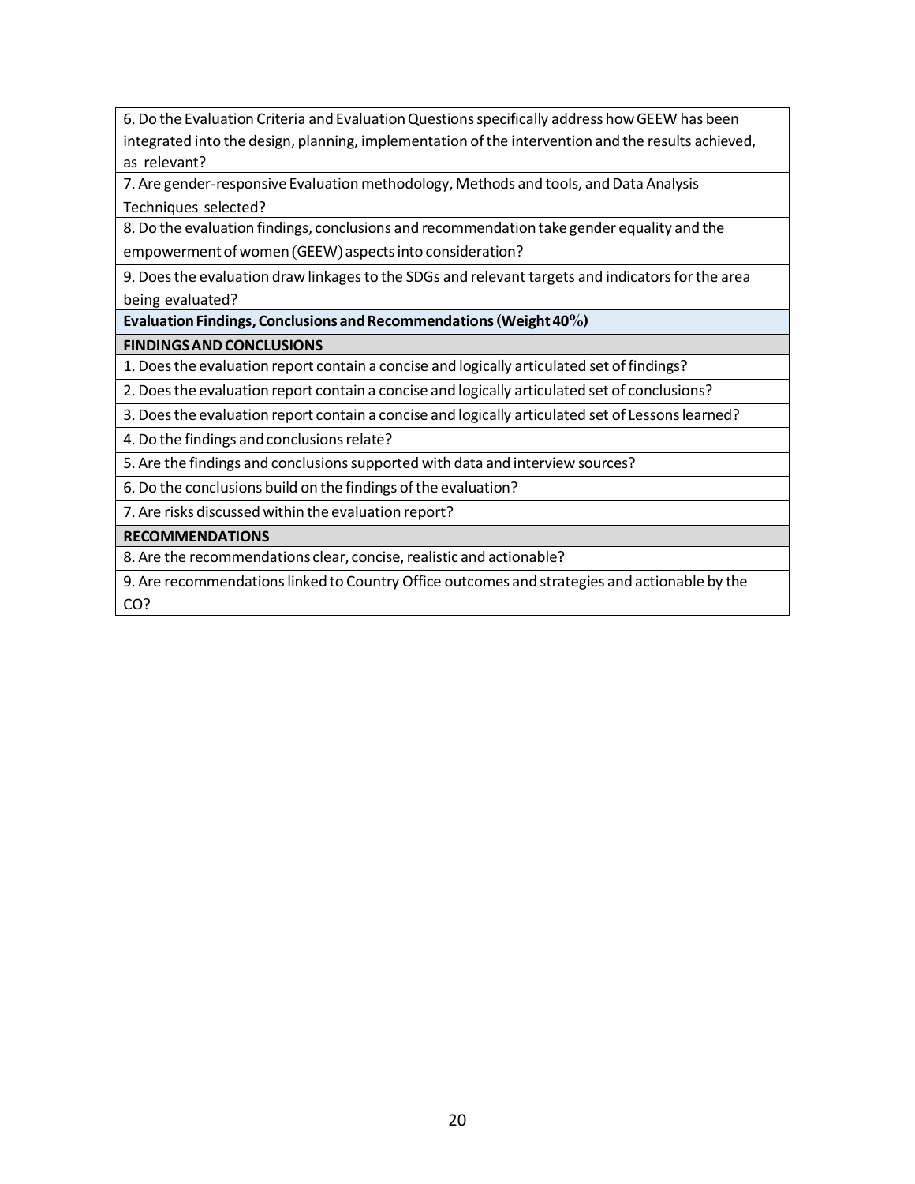| |
|---|
| 6. Do the Evaluation Criteria and Evaluation Questions specifically address how GEEW has been integrated into the design, planning, implementation of the intervention and the results achieved, as relevant? |
| 7. Are gender-responsive Evaluation methodology, Methods and tools, and Data Analysis Techniques selected? |
| 8. Do the evaluation findings, conclusions and recommendation take gender equality and the empowerment of women (GEEW) aspects into consideration? |
| 9. Does the evaluation draw linkages to the SDGs and relevant targets and indicators for the area being evaluated? |
| **Evaluation Findings, Conclusions and Recommendations (Weight 40%)** |
| **FINDINGS AND CONCLUSIONS** |
| 1. Does the evaluation report contain a concise and logically articulated set of findings? |
| 2. Does the evaluation report contain a concise and logically articulated set of conclusions? |
| 3. Does the evaluation report contain a concise and logically articulated set of Lessons learned? |
| 4. Do the findings and conclusions relate? |
| 5. Are the findings and conclusions supported with data and interview sources? |
| 6. Do the conclusions build on the findings of the evaluation? |
| 7. Are risks discussed within the evaluation report? |
| **RECOMMENDATIONS** |
| 8. Are the recommendations clear, concise, realistic and actionable? |
| 9. Are recommendations linked to Country Office outcomes and strategies and actionable by the CO? |